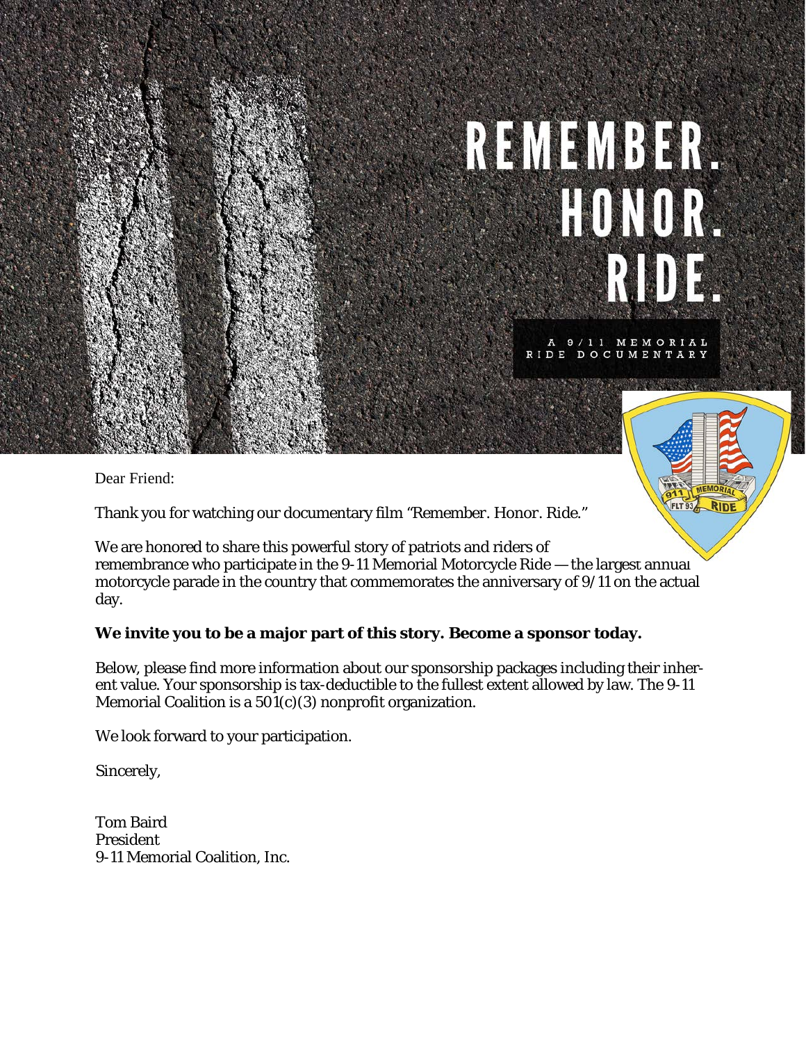# REMEMBER. HONOR. RIDE.

A 9/11 MEMORIAL RIDE DOCUMENTARY

Dear Friend:

Thank you for watching our documentary film "Remember. Honor. Ride."

We are honored to share this powerful story of patriots and riders of remembrance who participate in the 9-11 Memorial Motorcycle Ride — the largest annual motorcycle parade in the country that commemorates the anniversary of 9/11 on the actual day.

**We invite you to be a major part of this story. Become a sponsor today.**

Below, please find more information about our sponsorship packages including their inherent value. Your sponsorship is tax-deductible to the fullest extent allowed by law. The 9-11 Memorial Coalition is a 501(c)(3) nonprofit organization.

We look forward to your participation.

Sincerely,

Tom Baird
President
9-11 Memorial Coalition, Inc.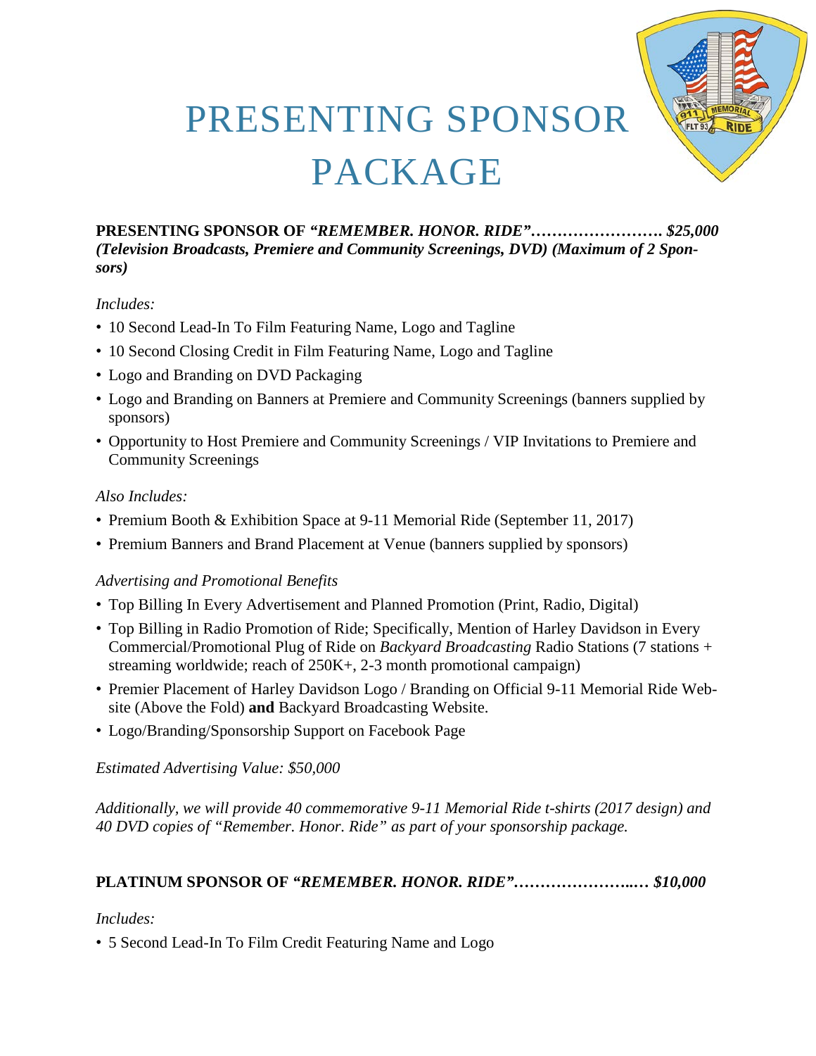# PRESENTING SPONSOR PACKAGE

**PRESENTING SPONSOR OF *"REMEMBER. HONOR. RIDE"*……………………. $25,000**
***(Television Broadcasts, Premiere and Community Screenings, DVD) (Maximum of 2 Sponsors)***

*Includes:*

- 10 Second Lead-In To Film Featuring Name, Logo and Tagline
- 10 Second Closing Credit in Film Featuring Name, Logo and Tagline
- Logo and Branding on DVD Packaging
- Logo and Branding on Banners at Premiere and Community Screenings (banners supplied by sponsors)
- Opportunity to Host Premiere and Community Screenings / VIP Invitations to Premiere and Community Screenings

*Also Includes:*

- Premium Booth & Exhibition Space at 9-11 Memorial Ride (September 11, 2017)
- Premium Banners and Brand Placement at Venue (banners supplied by sponsors)

*Advertising and Promotional Benefits*

- Top Billing In Every Advertisement and Planned Promotion (Print, Radio, Digital)
- Top Billing in Radio Promotion of Ride; Specifically, Mention of Harley Davidson in Every Commercial/Promotional Plug of Ride on *Backyard Broadcasting* Radio Stations (7 stations + streaming worldwide; reach of 250K+, 2-3 month promotional campaign)
- Premier Placement of Harley Davidson Logo / Branding on Official 9-11 Memorial Ride Website (Above the Fold) **and** Backyard Broadcasting Website.
- Logo/Branding/Sponsorship Support on Facebook Page

*Estimated Advertising Value: $50,000*

*Additionally, we will provide 40 commemorative 9-11 Memorial Ride t-shirts (2017 design) and 40 DVD copies of "Remember. Honor. Ride" as part of your sponsorship package.*

**PLATINUM SPONSOR OF *"REMEMBER. HONOR. RIDE"*………………….… $10,000**

*Includes:*

- 5 Second Lead-In To Film Credit Featuring Name and Logo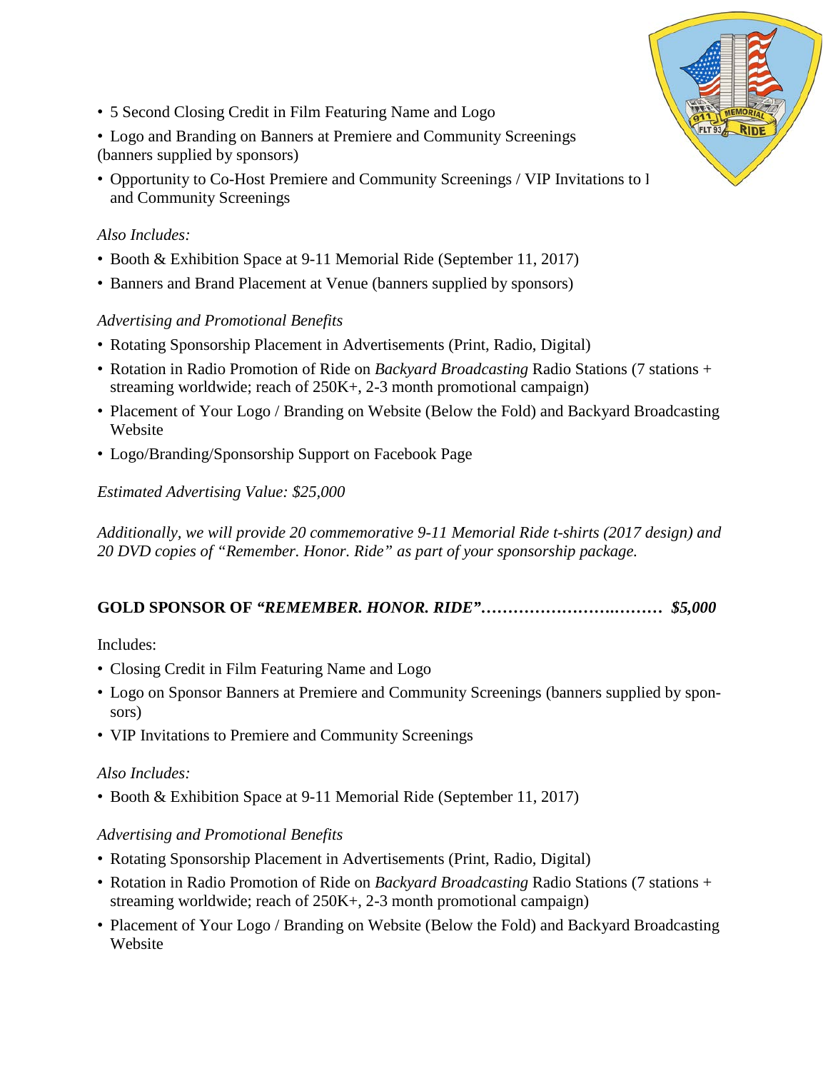- 5 Second Closing Credit in Film Featuring Name and Logo
- Logo and Branding on Banners at Premiere and Community Screenings (banners supplied by sponsors)
- Opportunity to Co-Host Premiere and Community Screenings / VIP Invitations to l and Community Screenings

*Also Includes:*

- Booth & Exhibition Space at 9-11 Memorial Ride (September 11, 2017)
- Banners and Brand Placement at Venue (banners supplied by sponsors)

*Advertising and Promotional Benefits*

- Rotating Sponsorship Placement in Advertisements (Print, Radio, Digital)
- Rotation in Radio Promotion of Ride on *Backyard Broadcasting* Radio Stations (7 stations + streaming worldwide; reach of 250K+, 2-3 month promotional campaign)
- Placement of Your Logo / Branding on Website (Below the Fold) and Backyard Broadcasting Website
- Logo/Branding/Sponsorship Support on Facebook Page

*Estimated Advertising Value: $25,000*

*Additionally, we will provide 20 commemorative 9-11 Memorial Ride t-shirts (2017 design) and 20 DVD copies of "Remember. Honor. Ride" as part of your sponsorship package.*

**GOLD SPONSOR OF *"REMEMBER. HONOR. RIDE"*…………………………… *$5,000***

Includes:

- Closing Credit in Film Featuring Name and Logo
- Logo on Sponsor Banners at Premiere and Community Screenings (banners supplied by sponsors)
- VIP Invitations to Premiere and Community Screenings

*Also Includes:*

- Booth & Exhibition Space at 9-11 Memorial Ride (September 11, 2017)

*Advertising and Promotional Benefits*

- Rotating Sponsorship Placement in Advertisements (Print, Radio, Digital)
- Rotation in Radio Promotion of Ride on *Backyard Broadcasting* Radio Stations (7 stations + streaming worldwide; reach of 250K+, 2-3 month promotional campaign)
- Placement of Your Logo / Branding on Website (Below the Fold) and Backyard Broadcasting Website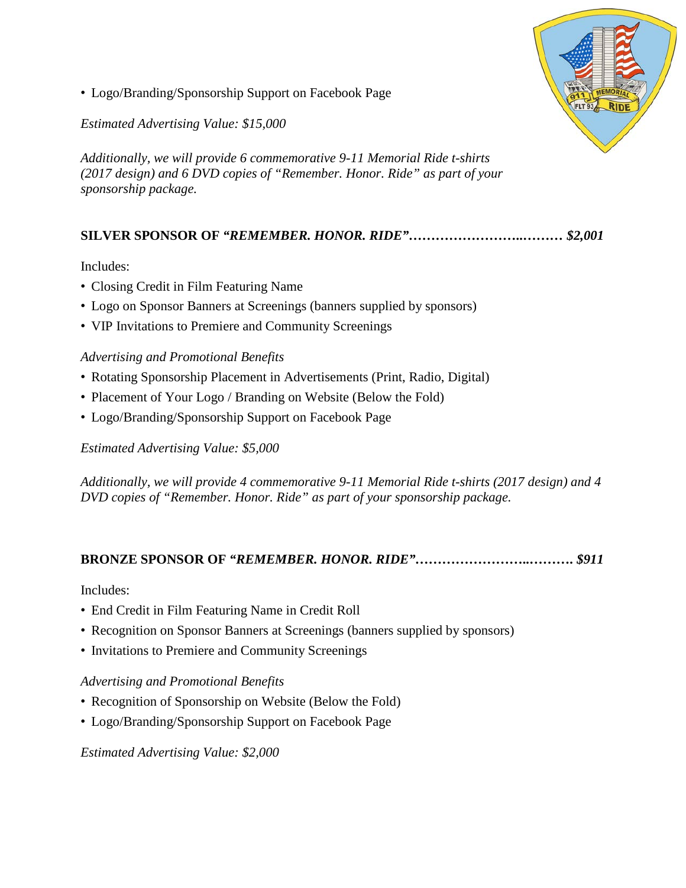- Logo/Branding/Sponsorship Support on Facebook Page

*Estimated Advertising Value: $15,000*

*Additionally, we will provide 6 commemorative 9-11 Memorial Ride t-shirts (2017 design) and 6 DVD copies of "Remember. Honor. Ride" as part of your sponsorship package.*

**SILVER SPONSOR OF *"REMEMBER. HONOR. RIDE"*……………………..……… $2,001**

Includes:

- Closing Credit in Film Featuring Name
- Logo on Sponsor Banners at Screenings (banners supplied by sponsors)
- VIP Invitations to Premiere and Community Screenings

*Advertising and Promotional Benefits*

- Rotating Sponsorship Placement in Advertisements (Print, Radio, Digital)
- Placement of Your Logo / Branding on Website (Below the Fold)
- Logo/Branding/Sponsorship Support on Facebook Page

*Estimated Advertising Value: $5,000*

*Additionally, we will provide 4 commemorative 9-11 Memorial Ride t-shirts (2017 design) and 4 DVD copies of "Remember. Honor. Ride" as part of your sponsorship package.*

**BRONZE SPONSOR OF *"REMEMBER. HONOR. RIDE"*……………………..………. $911**

Includes:

- End Credit in Film Featuring Name in Credit Roll
- Recognition on Sponsor Banners at Screenings (banners supplied by sponsors)
- Invitations to Premiere and Community Screenings

*Advertising and Promotional Benefits*

- Recognition of Sponsorship on Website (Below the Fold)
- Logo/Branding/Sponsorship Support on Facebook Page

*Estimated Advertising Value: $2,000*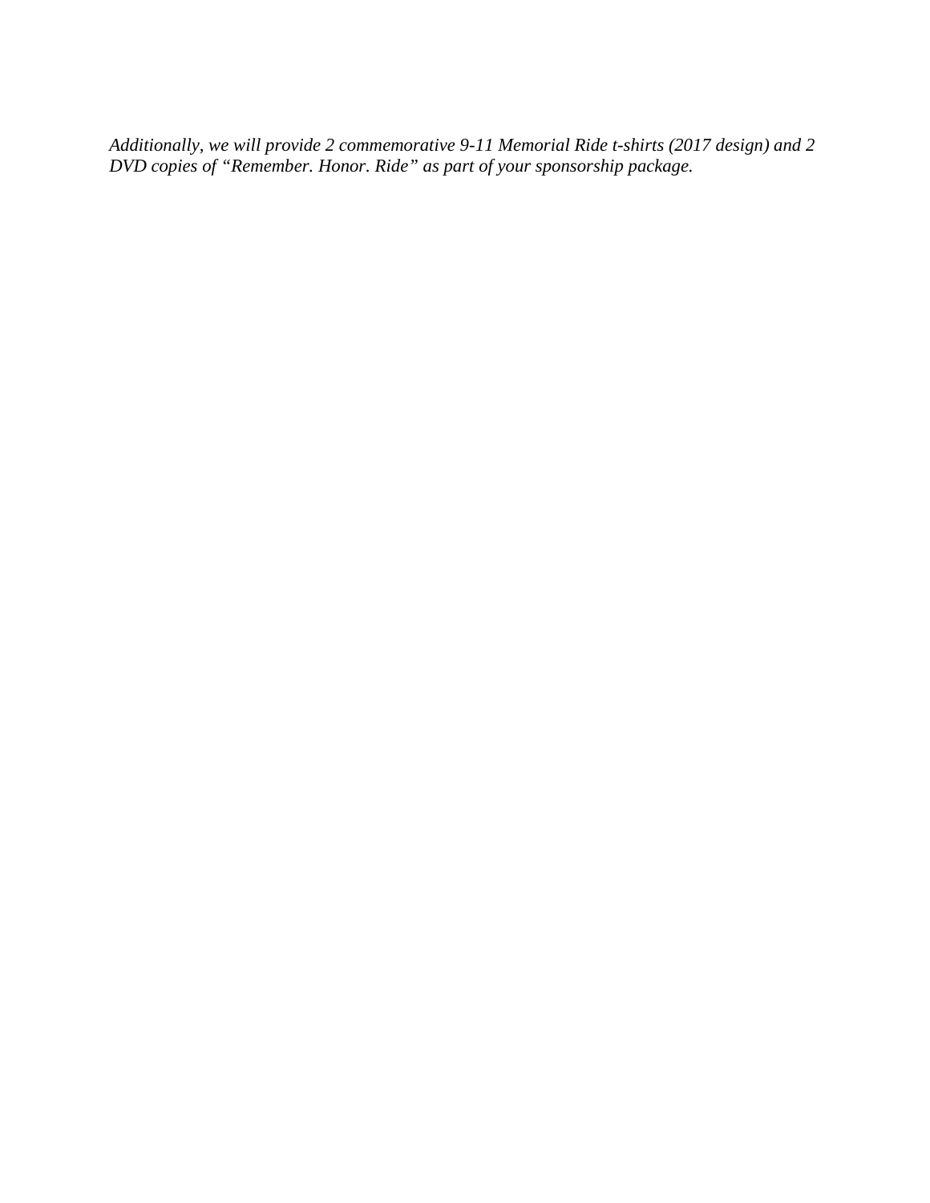*Additionally, we will provide 2 commemorative 9-11 Memorial Ride t-shirts (2017 design) and 2 DVD copies of "Remember. Honor. Ride" as part of your sponsorship package.*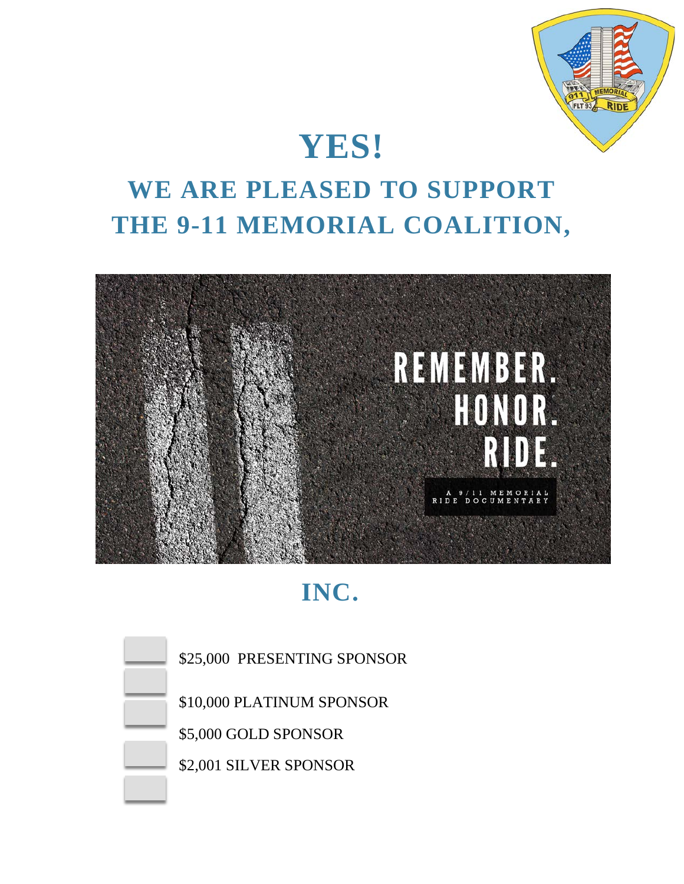# YES!

## WE ARE PLEASED TO SUPPORT THE 9-11 MEMORIAL COALITION,

## INC.

- $25,000 PRESENTING SPONSOR
- $10,000 PLATINUM SPONSOR
- $5,000 GOLD SPONSOR
- $2,001 SILVER SPONSOR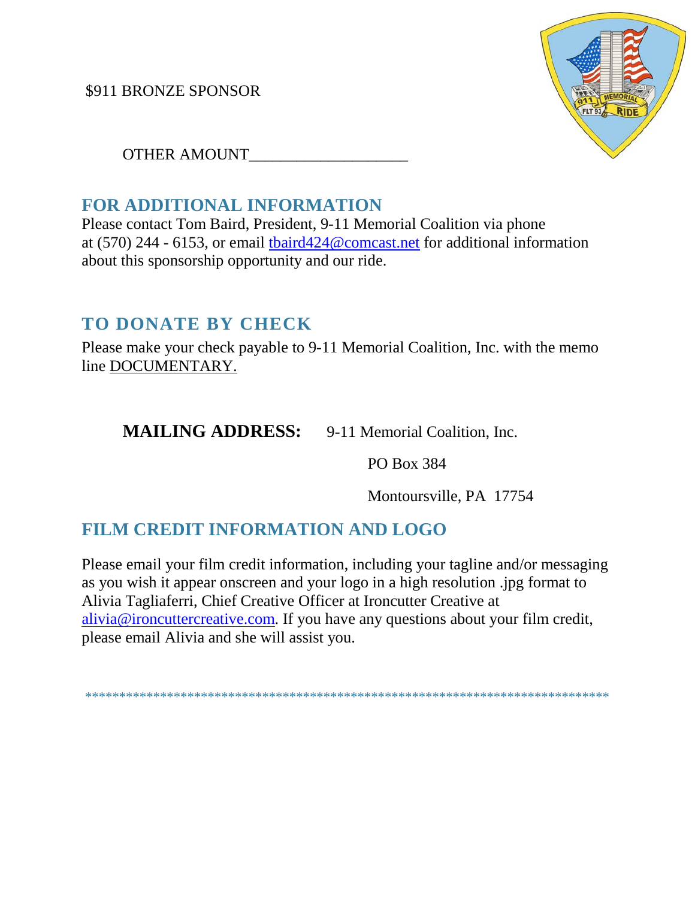$911 BRONZE SPONSOR

OTHER AMOUNT___________________

## FOR ADDITIONAL INFORMATION

Please contact Tom Baird, President, 9-11 Memorial Coalition via phone at (570) 244 - 6153, or email tbaird424@comcast.net for additional information about this sponsorship opportunity and our ride.

## TO DONATE BY CHECK

Please make your check payable to 9-11 Memorial Coalition, Inc. with the memo line DOCUMENTARY.

**MAILING ADDRESS:** 9-11 Memorial Coalition, Inc.

PO Box 384

Montoursville, PA 17754

## FILM CREDIT INFORMATION AND LOGO

Please email your film credit information, including your tagline and/or messaging as you wish it appear onscreen and your logo in a high resolution .jpg format to Alivia Tagliaferri, Chief Creative Officer at Ironcutter Creative at alivia@ironcuttercreative.com. If you have any questions about your film credit, please email Alivia and she will assist you.

*********************************************************************************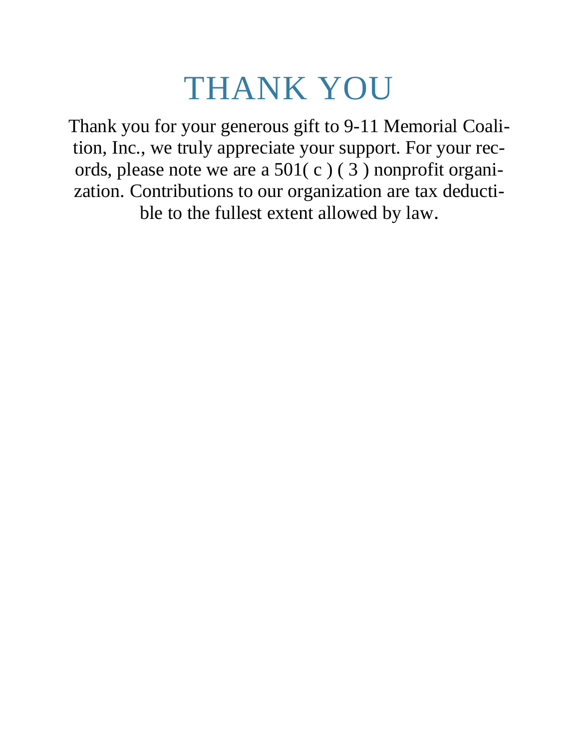# THANK YOU

Thank you for your generous gift to 9-11 Memorial Coalition, Inc., we truly appreciate your support. For your records, please note we are a 501( c ) ( 3 ) nonprofit organization. Contributions to our organization are tax deductible to the fullest extent allowed by law.